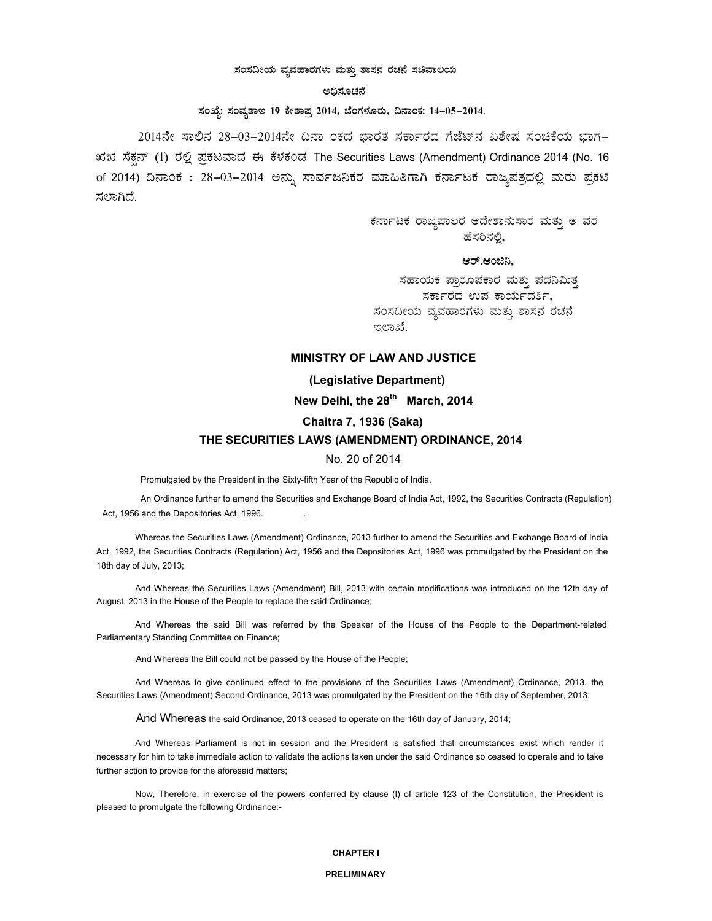**ಸಂಸದೀಯ ವ್ಯವಹಾರಗಳು ಮತ್ತು ಶಾಸನ ರಚನೆ ಸಚಿವಾಲಯ**

**ಅಧಿಸೂಚನೆ**

**ಸಂಖ್ಯೆ: ಸಂವ್ಯಶಾಇ 19 ಕೇಶಾಪ್ರ 2014, ಬೆಂಗಳೂರು, ದಿನಾಂಕ: 14–05–2014.**

2014ನೇ ಸಾಲಿನ 28–03–2014ನೇ ದಿನಾ ಂಕದ ಭಾರತ ಸರ್ಕಾರದ ಗೆಜೆಟ್‌ನ ವಿಶೇಷ ಸಂಚಿಕೆಯ ಭಾಗ–ಖಖ ಸೆಕ್ಷನ್ (1) ರಲ್ಲಿ ಪ್ರಕಟವಾದ ಈ ಕೆಳಕಂಡ The Securities Laws (Amendment) Ordinance 2014 (No. 16 of 2014) ದಿನಾಂಕ : 28–03–2014 ಅನ್ನು ಸಾರ್ವಜನಿಕರ ಮಾಹಿತಿಗಾಗಿ ಕರ್ನಾಟಕ ರಾಜ್ಯಪತ್ರದಲ್ಲಿ ಮರು ಪ್ರಕಟಿಸಲಾಗಿದೆ.

ಕರ್ನಾಟಕ ರಾಜ್ಯಪಾಲರ ಆದೇಶಾನುಸಾರ ಮತ್ತು ಅ ವರ ಹೆಸರಿನಲ್ಲಿ,

**ಆರ್.ಆಂಜಿನಿ,**

ಸಹಾಯಕ ಪ್ರಾರೂಪಕಾರ ಮತ್ತು ಪದನಿಮಿತ್ತ ಸರ್ಕಾರದ ಉಪ ಕಾರ್ಯದರ್ಶಿ,
ಸಂಸದೀಯ ವ್ಯವಹಾರಗಳು ಮತ್ತು ಶಾಸನ ರಚನೆ ಇಲಾಖೆ.

**MINISTRY OF LAW AND JUSTICE**

**(Legislative Department)**

**New Delhi, the 28th March, 2014**

**Chaitra 7, 1936 (Saka)**

**THE SECURITIES LAWS (AMENDMENT) ORDINANCE, 2014**

No. 20 of 2014

Promulgated by the President in the Sixty-fifth Year of the Republic of India.

An Ordinance further to amend the Securities and Exchange Board of India Act, 1992, the Securities Contracts (Regulation) Act, 1956 and the Depositories Act, 1996.

Whereas the Securities Laws (Amendment) Ordinance, 2013 further to amend the Securities and Exchange Board of India Act, 1992, the Securities Contracts (Regulation) Act, 1956 and the Depositories Act, 1996 was promulgated by the President on the 18th day of July, 2013;

And Whereas the Securities Laws (Amendment) Bill, 2013 with certain modifications was introduced on the 12th day of August, 2013 in the House of the People to replace the said Ordinance;

And Whereas the said Bill was referred by the Speaker of the House of the People to the Department-related Parliamentary Standing Committee on Finance;

And Whereas the Bill could not be passed by the House of the People;

And Whereas to give continued effect to the provisions of the Securities Laws (Amendment) Ordinance, 2013, the Securities Laws (Amendment) Second Ordinance, 2013 was promulgated by the President on the 16th day of September, 2013;

And Whereas the said Ordinance, 2013 ceased to operate on the 16th day of January, 2014;

And Whereas Parliament is not in session and the President is satisfied that circumstances exist which render it necessary for him to take immediate action to validate the actions taken under the said Ordinance so ceased to operate and to take further action to provide for the aforesaid matters;

Now, Therefore, in exercise of the powers conferred by clause (l) of article 123 of the Constitution, the President is pleased to promulgate the following Ordinance:-

**CHAPTER I**

**PRELIMINARY**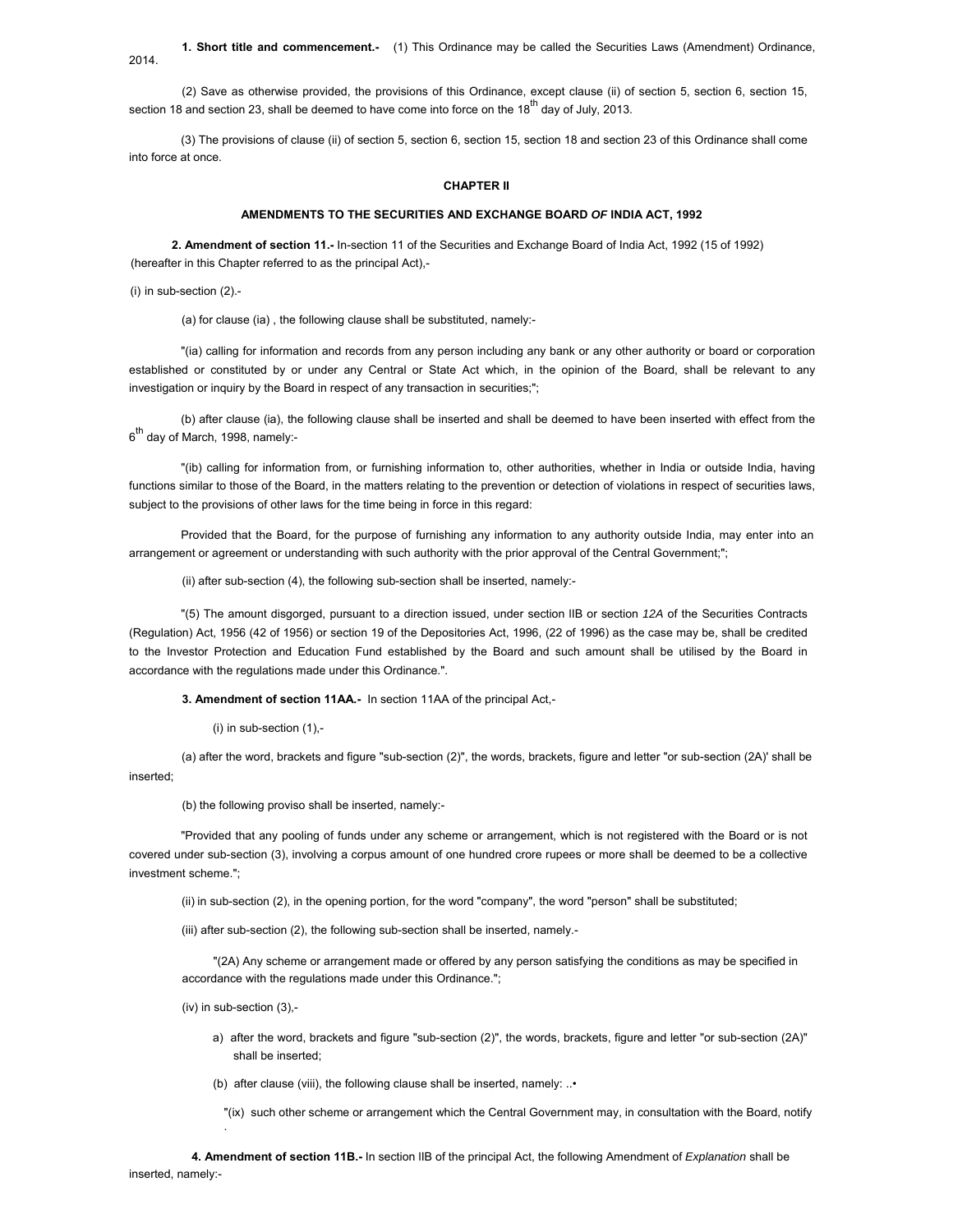**1. Short title and commencement.-** (1) This Ordinance may be called the Securities Laws (Amendment) Ordinance, 2014.

(2) Save as otherwise provided, the provisions of this Ordinance, except clause (ii) of section 5, section 6, section 15, section 18 and section 23, shall be deemed to have come into force on the 18th day of July, 2013.

(3) The provisions of clause (ii) of section 5, section 6, section 15, section 18 and section 23 of this Ordinance shall come into force at once.

## CHAPTER II

### AMENDMENTS TO THE SECURITIES AND EXCHANGE BOARD *OF* INDIA ACT, 1992

**2. Amendment of section 11.-** In-section 11 of the Securities and Exchange Board of India Act, 1992 (15 of 1992) (hereafter in this Chapter referred to as the principal Act),-

(i) in sub-section (2).-

(a) for clause (ia) , the following clause shall be substituted, namely:-

"(ia) calling for information and records from any person including any bank or any other authority or board or corporation established or constituted by or under any Central or State Act which, in the opinion of the Board, shall be relevant to any investigation or inquiry by the Board in respect of any transaction in securities;";

(b) after clause (ia), the following clause shall be inserted and shall be deemed to have been inserted with effect from the 6th day of March, 1998, namely:-

"(ib) calling for information from, or furnishing information to, other authorities, whether in India or outside India, having functions similar to those of the Board, in the matters relating to the prevention or detection of violations in respect of securities laws, subject to the provisions of other laws for the time being in force in this regard:

Provided that the Board, for the purpose of furnishing any information to any authority outside India, may enter into an arrangement or agreement or understanding with such authority with the prior approval of the Central Government;";

(ii) after sub-section (4), the following sub-section shall be inserted, namely:-

"(5) The amount disgorged, pursuant to a direction issued, under section IIB or section *12A* of the Securities Contracts (Regulation) Act, 1956 (42 of 1956) or section 19 of the Depositories Act, 1996, (22 of 1996) as the case may be, shall be credited to the Investor Protection and Education Fund established by the Board and such amount shall be utilised by the Board in accordance with the regulations made under this Ordinance.".

**3. Amendment of section 11AA.-** In section 11AA of the principal Act,-

(i) in sub-section (1),-

(a) after the word, brackets and figure "sub-section (2)", the words, brackets, figure and letter "or sub-section (2A)' shall be inserted;

(b) the following proviso shall be inserted, namely:-

"Provided that any pooling of funds under any scheme or arrangement, which is not registered with the Board or is not covered under sub-section (3), involving a corpus amount of one hundred crore rupees or more shall be deemed to be a collective investment scheme.";

(ii) in sub-section (2), in the opening portion, for the word "company", the word "person" shall be substituted;

(iii) after sub-section (2), the following sub-section shall be inserted, namely.-

"(2A) Any scheme or arrangement made or offered by any person satisfying the conditions as may be specified in accordance with the regulations made under this Ordinance.";

(iv) in sub-section (3),-

a) after the word, brackets and figure "sub-section (2)", the words, brackets, figure and letter "or sub-section (2A)" shall be inserted;

(b) after clause (viii), the following clause shall be inserted, namely: ..•

"(ix) such other scheme or arrangement which the Central Government may, in consultation with the Board, notify .

**4. Amendment of section 11B.-** In section IIB of the principal Act, the following Amendment of *Explanation* shall be inserted, namely:-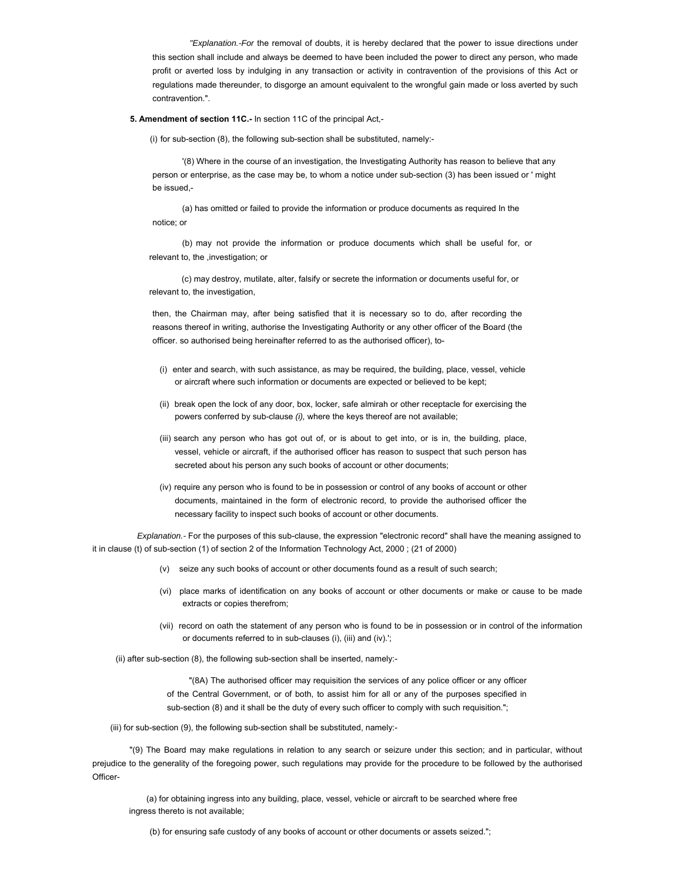"*Explanation.-For* the removal of doubts, it is hereby declared that the power to issue directions under this section shall include and always be deemed to have been included the power to direct any person, who made profit or averted loss by indulging in any transaction or activity in contravention of the provisions of this Act or regulations made thereunder, to disgorge an amount equivalent to the wrongful gain made or loss averted by such contravention.".

**5. Amendment of section 11C.-** In section 11C of the principal Act,-

(i) for sub-section (8), the following sub-section shall be substituted, namely:-

'(8) Where in the course of an investigation, the Investigating Authority has reason to believe that any person or enterprise, as the case may be, to whom a notice under sub-section (3) has been issued or ' might be issued,-

(a) has omitted or failed to provide the information or produce documents as required In the notice; or

(b) may not provide the information or produce documents which shall be useful for, or relevant to, the ,investigation; or

(c) may destroy, mutilate, alter, falsify or secrete the information or documents useful for, or relevant to, the investigation,

then, the Chairman may, after being satisfied that it is necessary so to do, after recording the reasons thereof in writing, authorise the Investigating Authority or any other officer of the Board (the officer. so authorised being hereinafter referred to as the authorised officer), to-

(i) enter and search, with such assistance, as may be required, the building, place, vessel, vehicle or aircraft where such information or documents are expected or believed to be kept;

(ii) break open the lock of any door, box, locker, safe almirah or other receptacle for exercising the powers conferred by sub-clause *(i),* where the keys thereof are not available;

(iii) search any person who has got out of, or is about to get into, or is in, the building, place, vessel, vehicle or aircraft, if the authorised officer has reason to suspect that such person has secreted about his person any such books of account or other documents;

(iv) require any person who is found to be in possession or control of any books of account or other documents, maintained in the form of electronic record, to provide the authorised officer the necessary facility to inspect such books of account or other documents.

*Explanation.-* For the purposes of this sub-clause, the expression "electronic record" shall have the meaning assigned to it in clause (t) of sub-section (1) of section 2 of the Information Technology Act, 2000 ; (21 of 2000)

(v) seize any such books of account or other documents found as a result of such search;

(vi) place marks of identification on any books of account or other documents or make or cause to be made extracts or copies therefrom;

(vii) record on oath the statement of any person who is found to be in possession or in control of the information or documents referred to in sub-clauses (i), (iii) and (iv).';

(ii) after sub-section (8), the following sub-section shall be inserted, namely:-

"(8A) The authorised officer may requisition the services of any police officer or any officer of the Central Government, or of both, to assist him for all or any of the purposes specified in sub-section (8) and it shall be the duty of every such officer to comply with such requisition.";

(iii) for sub-section (9), the following sub-section shall be substituted, namely:-

"(9) The Board may make regulations in relation to any search or seizure under this section; and in particular, without prejudice to the generality of the foregoing power, such regulations may provide for the procedure to be followed by the authorised Officer-

(a) for obtaining ingress into any building, place, vessel, vehicle or aircraft to be searched where free ingress thereto is not available;

(b) for ensuring safe custody of any books of account or other documents or assets seized.";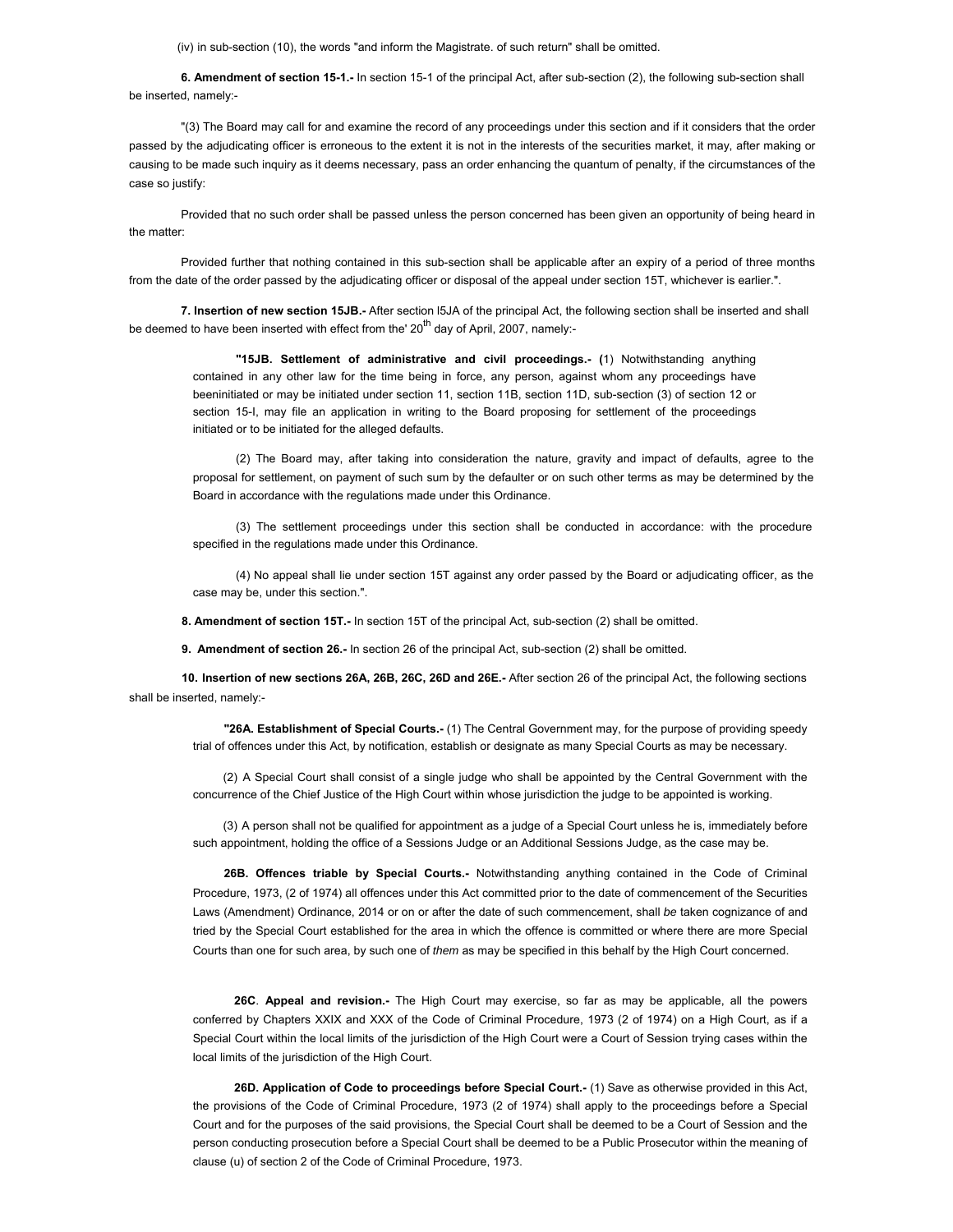(iv) in sub-section (10), the words "and inform the Magistrate. of such return" shall be omitted.

**6. Amendment of section 15-1.-** In section 15-1 of the principal Act, after sub-section (2), the following sub-section shall be inserted, namely:-

"(3) The Board may call for and examine the record of any proceedings under this section and if it considers that the order passed by the adjudicating officer is erroneous to the extent it is not in the interests of the securities market, it may, after making or causing to be made such inquiry as it deems necessary, pass an order enhancing the quantum of penalty, if the circumstances of the case so justify:

Provided that no such order shall be passed unless the person concerned has been given an opportunity of being heard in the matter:

Provided further that nothing contained in this sub-section shall be applicable after an expiry of a period of three months from the date of the order passed by the adjudicating officer or disposal of the appeal under section 15T, whichever is earlier.".

**7. Insertion of new section 15JB.-** After section l5JA of the principal Act, the following section shall be inserted and shall be deemed to have been inserted with effect from the' 20th day of April, 2007, namely:-

> **"15JB. Settlement of administrative and civil proceedings.- (**1) Notwithstanding anything contained in any other law for the time being in force, any person, against whom any proceedings have beeninitiated or may be initiated under section 11, section 11B, section 11D, sub-section (3) of section 12 or section 15-I, may file an application in writing to the Board proposing for settlement of the proceedings initiated or to be initiated for the alleged defaults.
>
> (2) The Board may, after taking into consideration the nature, gravity and impact of defaults, agree to the proposal for settlement, on payment of such sum by the defaulter or on such other terms as may be determined by the Board in accordance with the regulations made under this Ordinance.
>
> (3) The settlement proceedings under this section shall be conducted in accordance: with the procedure specified in the regulations made under this Ordinance.
>
> (4) No appeal shall lie under section 15T against any order passed by the Board or adjudicating officer, as the case may be, under this section.".

**8. Amendment of section 15T.-** In section 15T of the principal Act, sub-section (2) shall be omitted.

**9. Amendment of section 26.-** In section 26 of the principal Act, sub-section (2) shall be omitted.

**10. Insertion of new sections 26A, 26B, 26C, 26D and 26E.-** After section 26 of the principal Act, the following sections shall be inserted, namely:-

> **"26A. Establishment of Special Courts.-** (1) The Central Government may, for the purpose of providing speedy trial of offences under this Act, by notification, establish or designate as many Special Courts as may be necessary.
>
> (2) A Special Court shall consist of a single judge who shall be appointed by the Central Government with the concurrence of the Chief Justice of the High Court within whose jurisdiction the judge to be appointed is working.
>
> (3) A person shall not be qualified for appointment as a judge of a Special Court unless he is, immediately before such appointment, holding the office of a Sessions Judge or an Additional Sessions Judge, as the case may be.
>
> **26B. Offences triable by Special Courts.-** Notwithstanding anything contained in the Code of Criminal Procedure, 1973, (2 of 1974) all offences under this Act committed prior to the date of commencement of the Securities Laws (Amendment) Ordinance, 2014 or on or after the date of such commencement, shall *be* taken cognizance of and tried by the Special Court established for the area in which the offence is committed or where there are more Special Courts than one for such area, by such one of *them* as may be specified in this behalf by the High Court concerned.
>
> **26C**. **Appeal and revision.-** The High Court may exercise, so far as may be applicable, all the powers conferred by Chapters XXIX and XXX of the Code of Criminal Procedure, 1973 (2 of 1974) on a High Court, as if a Special Court within the local limits of the jurisdiction of the High Court were a Court of Session trying cases within the local limits of the jurisdiction of the High Court.
>
> **26D. Application of Code to proceedings before Special Court.-** (1) Save as otherwise provided in this Act, the provisions of the Code of Criminal Procedure, 1973 (2 of 1974) shall apply to the proceedings before a Special Court and for the purposes of the said provisions, the Special Court shall be deemed to be a Court of Session and the person conducting prosecution before a Special Court shall be deemed to be a Public Prosecutor within the meaning of clause (u) of section 2 of the Code of Criminal Procedure, 1973.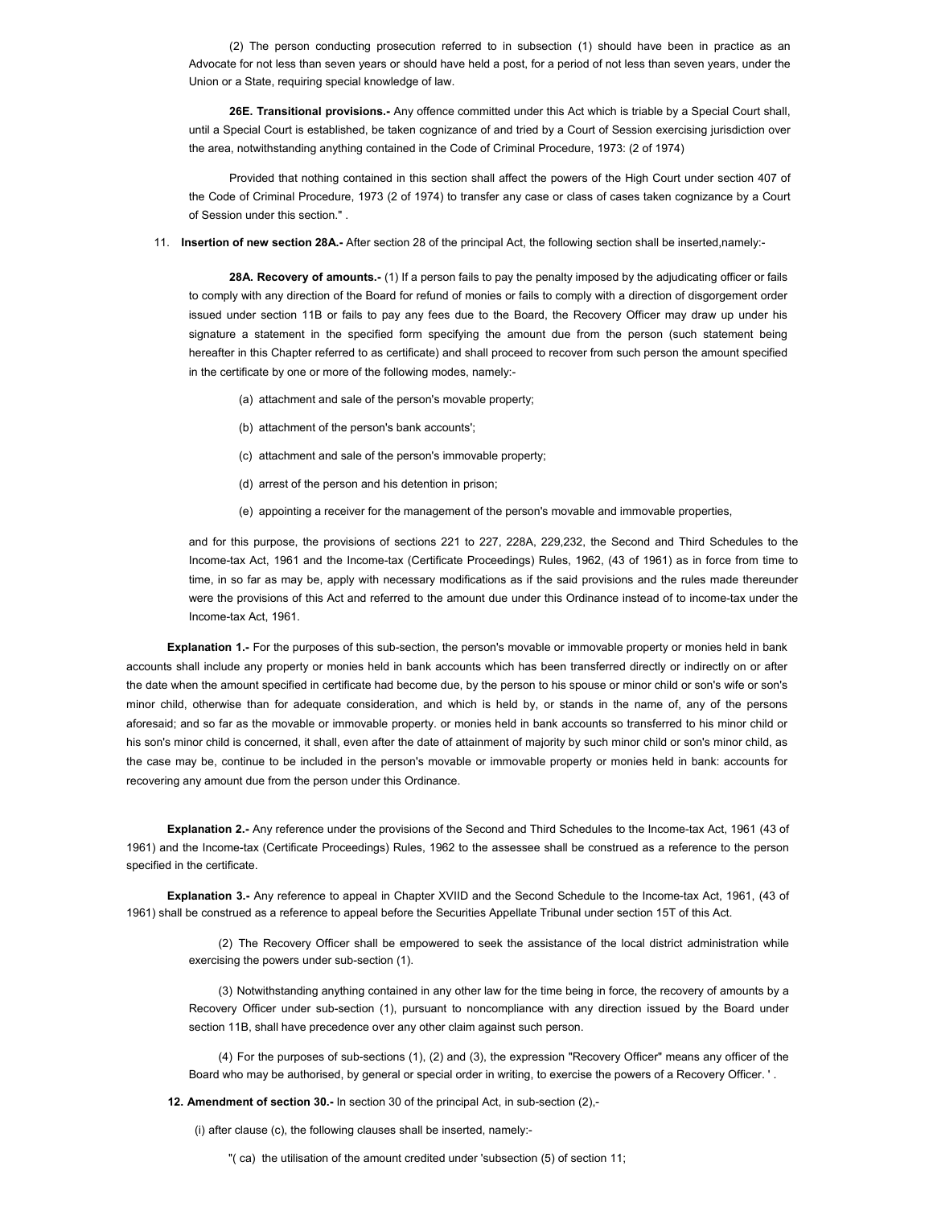(2) The person conducting prosecution referred to in subsection (1) should have been in practice as an Advocate for not less than seven years or should have held a post, for a period of not less than seven years, under the Union or a State, requiring special knowledge of law.

**26E. Transitional provisions.-** Any offence committed under this Act which is triable by a Special Court shall, until a Special Court is established, be taken cognizance of and tried by a Court of Session exercising jurisdiction over the area, notwithstanding anything contained in the Code of Criminal Procedure, 1973: (2 of 1974)

Provided that nothing contained in this section shall affect the powers of the High Court under section 407 of the Code of Criminal Procedure, 1973 (2 of 1974) to transfer any case or class of cases taken cognizance by a Court of Session under this section." .

11. **Insertion of new section 28A.-** After section 28 of the principal Act, the following section shall be inserted,namely:-

**28A. Recovery of amounts.-** (1) If a person fails to pay the penalty imposed by the adjudicating officer or fails to comply with any direction of the Board for refund of monies or fails to comply with a direction of disgorgement order issued under section 11B or fails to pay any fees due to the Board, the Recovery Officer may draw up under his signature a statement in the specified form specifying the amount due from the person (such statement being hereafter in this Chapter referred to as certificate) and shall proceed to recover from such person the amount specified in the certificate by one or more of the following modes, namely:-

(a) attachment and sale of the person's movable property;

(b) attachment of the person's bank accounts';

(c) attachment and sale of the person's immovable property;

(d) arrest of the person and his detention in prison;

(e) appointing a receiver for the management of the person's movable and immovable properties,

and for this purpose, the provisions of sections 221 to 227, 228A, 229,232, the Second and Third Schedules to the Income-tax Act, 1961 and the Income-tax (Certificate Proceedings) Rules, 1962, (43 of 1961) as in force from time to time, in so far as may be, apply with necessary modifications as if the said provisions and the rules made thereunder were the provisions of this Act and referred to the amount due under this Ordinance instead of to income-tax under the Income-tax Act, 1961.

**Explanation 1.-** For the purposes of this sub-section, the person's movable or immovable property or monies held in bank accounts shall include any property or monies held in bank accounts which has been transferred directly or indirectly on or after the date when the amount specified in certificate had become due, by the person to his spouse or minor child or son's wife or son's minor child, otherwise than for adequate consideration, and which is held by, or stands in the name of, any of the persons aforesaid; and so far as the movable or immovable property. or monies held in bank accounts so transferred to his minor child or his son's minor child is concerned, it shall, even after the date of attainment of majority by such minor child or son's minor child, as the case may be, continue to be included in the person's movable or immovable property or monies held in bank: accounts for recovering any amount due from the person under this Ordinance.

**Explanation 2.-** Any reference under the provisions of the Second and Third Schedules to the Income-tax Act, 1961 (43 of 1961) and the Income-tax (Certificate Proceedings) Rules, 1962 to the assessee shall be construed as a reference to the person specified in the certificate.

**Explanation 3.-** Any reference to appeal in Chapter XVIID and the Second Schedule to the Income-tax Act, 1961, (43 of 1961) shall be construed as a reference to appeal before the Securities Appellate Tribunal under section 15T of this Act.

(2) The Recovery Officer shall be empowered to seek the assistance of the local district administration while exercising the powers under sub-section (1).

(3) Notwithstanding anything contained in any other law for the time being in force, the recovery of amounts by a Recovery Officer under sub-section (1), pursuant to noncompliance with any direction issued by the Board under section 11B, shall have precedence over any other claim against such person.

(4) For the purposes of sub-sections (1), (2) and (3), the expression "Recovery Officer" means any officer of the Board who may be authorised, by general or special order in writing, to exercise the powers of a Recovery Officer. ' .

**12. Amendment of section 30.-** In section 30 of the principal Act, in sub-section (2),-

(i) after clause (c), the following clauses shall be inserted, namely:-

"( ca) the utilisation of the amount credited under 'subsection (5) of section 11;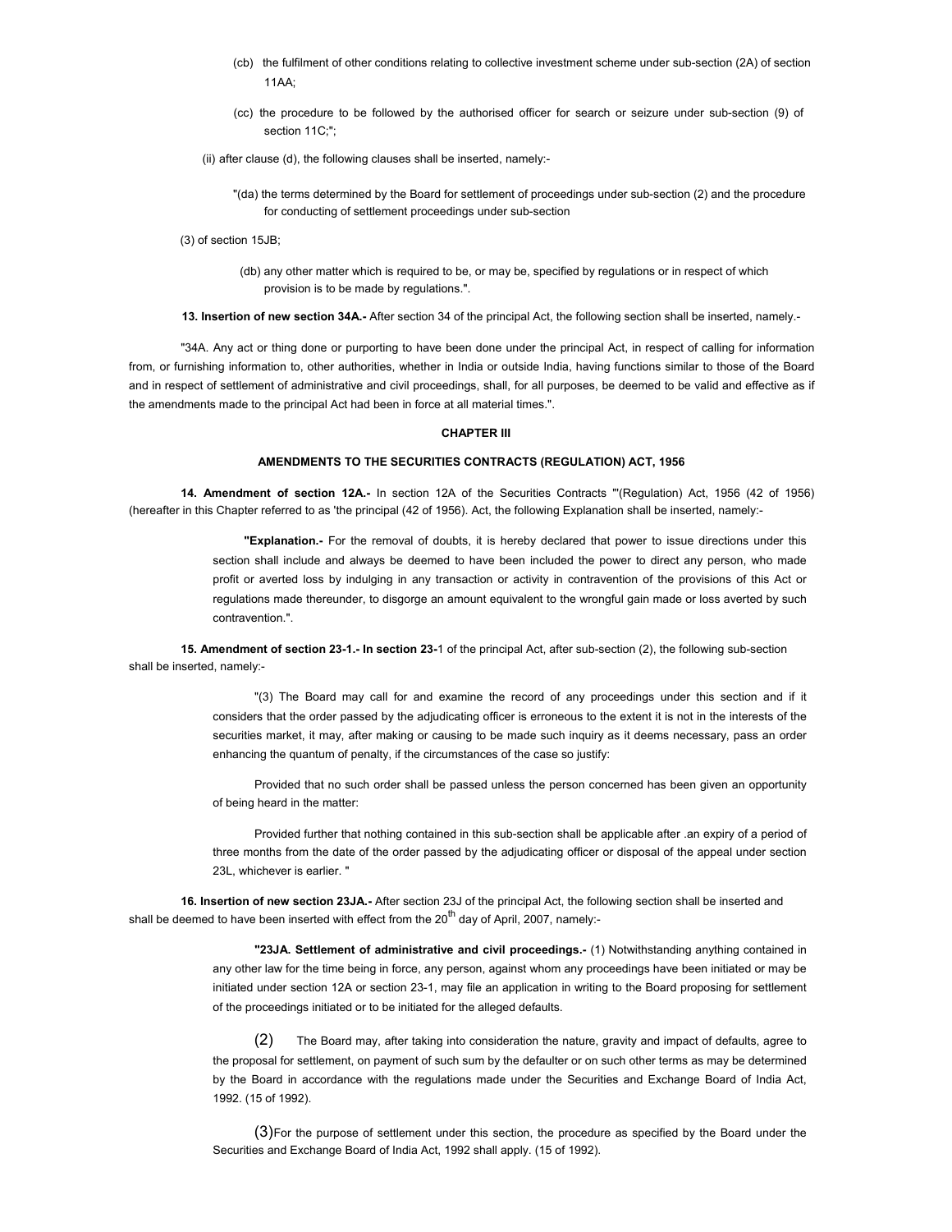(cb) the fulfilment of other conditions relating to collective investment scheme under sub-section (2A) of section 11AA;

(cc) the procedure to be followed by the authorised officer for search or seizure under sub-section (9) of section 11C;";

(ii) after clause (d), the following clauses shall be inserted, namely:-

"(da) the terms determined by the Board for settlement of proceedings under sub-section (2) and the procedure for conducting of settlement proceedings under sub-section

(3) of section 15JB;

(db) any other matter which is required to be, or may be, specified by regulations or in respect of which provision is to be made by regulations.".

**13. Insertion of new section 34A.-** After section 34 of the principal Act, the following section shall be inserted, namely.-

"34A. Any act or thing done or purporting to have been done under the principal Act, in respect of calling for information from, or furnishing information to, other authorities, whether in India or outside India, having functions similar to those of the Board and in respect of settlement of administrative and civil proceedings, shall, for all purposes, be deemed to be valid and effective as if the amendments made to the principal Act had been in force at all material times.".

## CHAPTER III

## AMENDMENTS TO THE SECURITIES CONTRACTS (REGULATION) ACT, 1956

**14. Amendment of section 12A.-** In section 12A of the Securities Contracts "'(Regulation) Act, 1956 (42 of 1956) (hereafter in this Chapter referred to as 'the principal (42 of 1956). Act, the following Explanation shall be inserted, namely:-

**"Explanation.-** For the removal of doubts, it is hereby declared that power to issue directions under this section shall include and always be deemed to have been included the power to direct any person, who made profit or averted loss by indulging in any transaction or activity in contravention of the provisions of this Act or regulations made thereunder, to disgorge an amount equivalent to the wrongful gain made or loss averted by such contravention.".

**15. Amendment of section 23-1.- In section 23-**1 of the principal Act, after sub-section (2), the following sub-section shall be inserted, namely:-

"(3) The Board may call for and examine the record of any proceedings under this section and if it considers that the order passed by the adjudicating officer is erroneous to the extent it is not in the interests of the securities market, it may, after making or causing to be made such inquiry as it deems necessary, pass an order enhancing the quantum of penalty, if the circumstances of the case so justify:

Provided that no such order shall be passed unless the person concerned has been given an opportunity of being heard in the matter:

Provided further that nothing contained in this sub-section shall be applicable after .an expiry of a period of three months from the date of the order passed by the adjudicating officer or disposal of the appeal under section 23L, whichever is earlier. "

**16. Insertion of new section 23JA.-** After section 23J of the principal Act, the following section shall be inserted and shall be deemed to have been inserted with effect from the 20th day of April, 2007, namely:-

**"23JA. Settlement of administrative and civil proceedings.-** (1) Notwithstanding anything contained in any other law for the time being in force, any person, against whom any proceedings have been initiated or may be initiated under section 12A or section 23-1, may file an application in writing to the Board proposing for settlement of the proceedings initiated or to be initiated for the alleged defaults.

(2) The Board may, after taking into consideration the nature, gravity and impact of defaults, agree to the proposal for settlement, on payment of such sum by the defaulter or on such other terms as may be determined by the Board in accordance with the regulations made under the Securities and Exchange Board of India Act, 1992. (15 of 1992).

(3) For the purpose of settlement under this section, the procedure as specified by the Board under the Securities and Exchange Board of India Act, 1992 shall apply. (15 of 1992).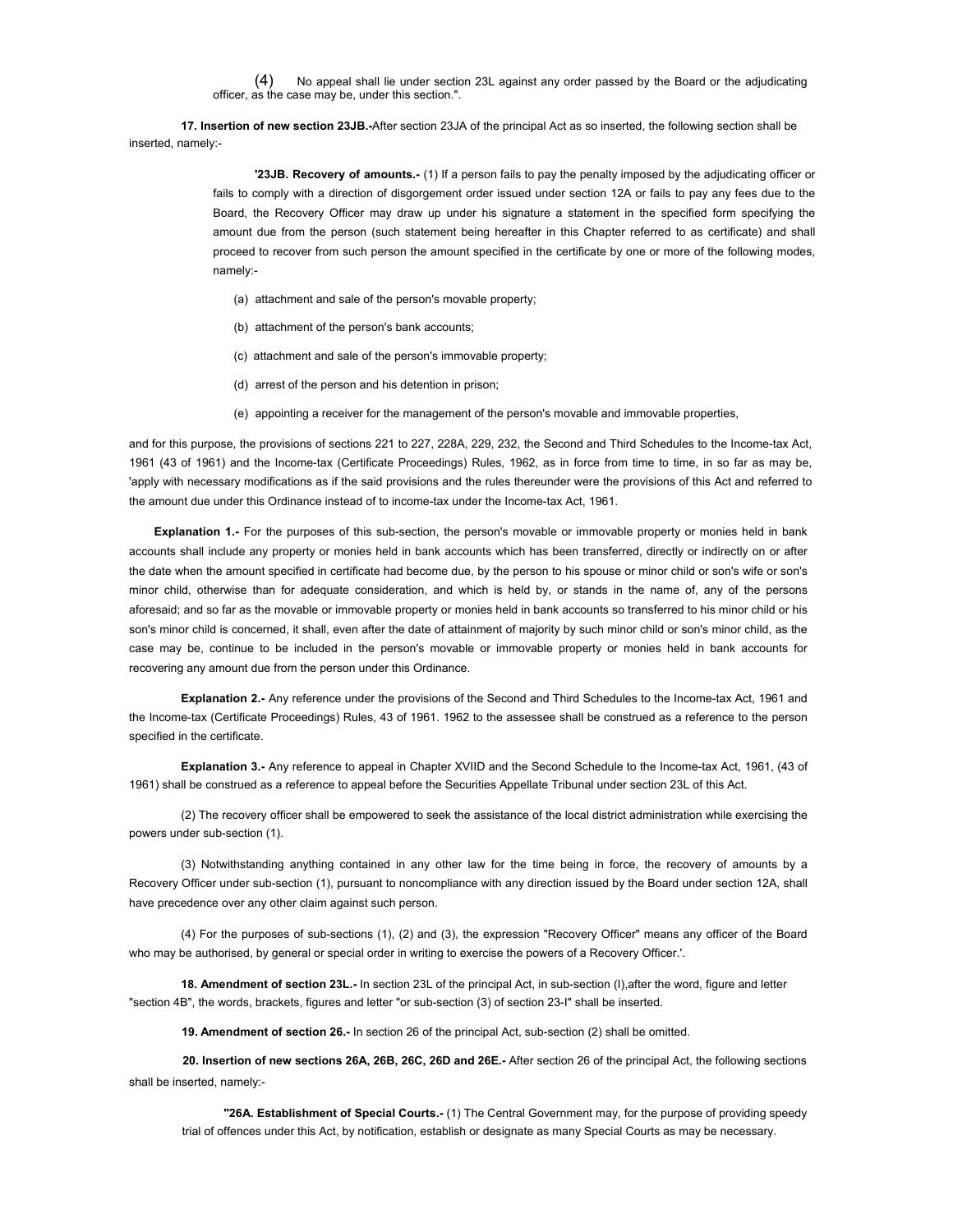(4) No appeal shall lie under section 23L against any order passed by the Board or the adjudicating officer, as the case may be, under this section.".

**17. Insertion of new section 23JB.-**After section 23JA of the principal Act as so inserted, the following section shall be inserted, namely:-

**'23JB. Recovery of amounts.-** (1) If a person fails to pay the penalty imposed by the adjudicating officer or fails to comply with a direction of disgorgement order issued under section 12A or fails to pay any fees due to the Board, the Recovery Officer may draw up under his signature a statement in the specified form specifying the amount due from the person (such statement being hereafter in this Chapter referred to as certificate) and shall proceed to recover from such person the amount specified in the certificate by one or more of the following modes, namely:-

(a) attachment and sale of the person's movable property;

(b) attachment of the person's bank accounts;

(c) attachment and sale of the person's immovable property;

(d) arrest of the person and his detention in prison;

(e) appointing a receiver for the management of the person's movable and immovable properties,

and for this purpose, the provisions of sections 221 to 227, 228A, 229, 232, the Second and Third Schedules to the Income-tax Act, 1961 (43 of 1961) and the Income-tax (Certificate Proceedings) Rules, 1962, as in force from time to time, in so far as may be, 'apply with necessary modifications as if the said provisions and the rules thereunder were the provisions of this Act and referred to the amount due under this Ordinance instead of to income-tax under the Income-tax Act, 1961.

**Explanation 1.-** For the purposes of this sub-section, the person's movable or immovable property or monies held in bank accounts shall include any property or monies held in bank accounts which has been transferred, directly or indirectly on or after the date when the amount specified in certificate had become due, by the person to his spouse or minor child or son's wife or son's minor child, otherwise than for adequate consideration, and which is held by, or stands in the name of, any of the persons aforesaid; and so far as the movable or immovable property or monies held in bank accounts so transferred to his minor child or his son's minor child is concerned, it shall, even after the date of attainment of majority by such minor child or son's minor child, as the case may be, continue to be included in the person's movable or immovable property or monies held in bank accounts for recovering any amount due from the person under this Ordinance.

**Explanation 2.-** Any reference under the provisions of the Second and Third Schedules to the Income-tax Act, 1961 and the Income-tax (Certificate Proceedings) Rules, 43 of 1961. 1962 to the assessee shall be construed as a reference to the person specified in the certificate.

**Explanation 3.-** Any reference to appeal in Chapter XVIID and the Second Schedule to the Income-tax Act, 1961, (43 of 1961) shall be construed as a reference to appeal before the Securities Appellate Tribunal under section 23L of this Act.

(2) The recovery officer shall be empowered to seek the assistance of the local district administration while exercising the powers under sub-section (1).

(3) Notwithstanding anything contained in any other law for the time being in force, the recovery of amounts by a Recovery Officer under sub-section (1), pursuant to noncompliance with any direction issued by the Board under section 12A, shall have precedence over any other claim against such person.

(4) For the purposes of sub-sections (1), (2) and (3), the expression "Recovery Officer" means any officer of the Board who may be authorised, by general or special order in writing to exercise the powers of a Recovery Officer.'.

**18. Amendment of section 23L.-** In section 23L of the principal Act, in sub-section (I),after the word, figure and letter "section 4B", the words, brackets, figures and letter "or sub-section (3) of section 23-I" shall be inserted.

**19. Amendment of section 26.-** In section 26 of the principal Act, sub-section (2) shall be omitted.

**20. Insertion of new sections 26A, 26B, 26C, 26D and 26E.-** After section 26 of the principal Act, the following sections shall be inserted, namely:-

**"26A. Establishment of Special Courts.-** (1) The Central Government may, for the purpose of providing speedy trial of offences under this Act, by notification, establish or designate as many Special Courts as may be necessary.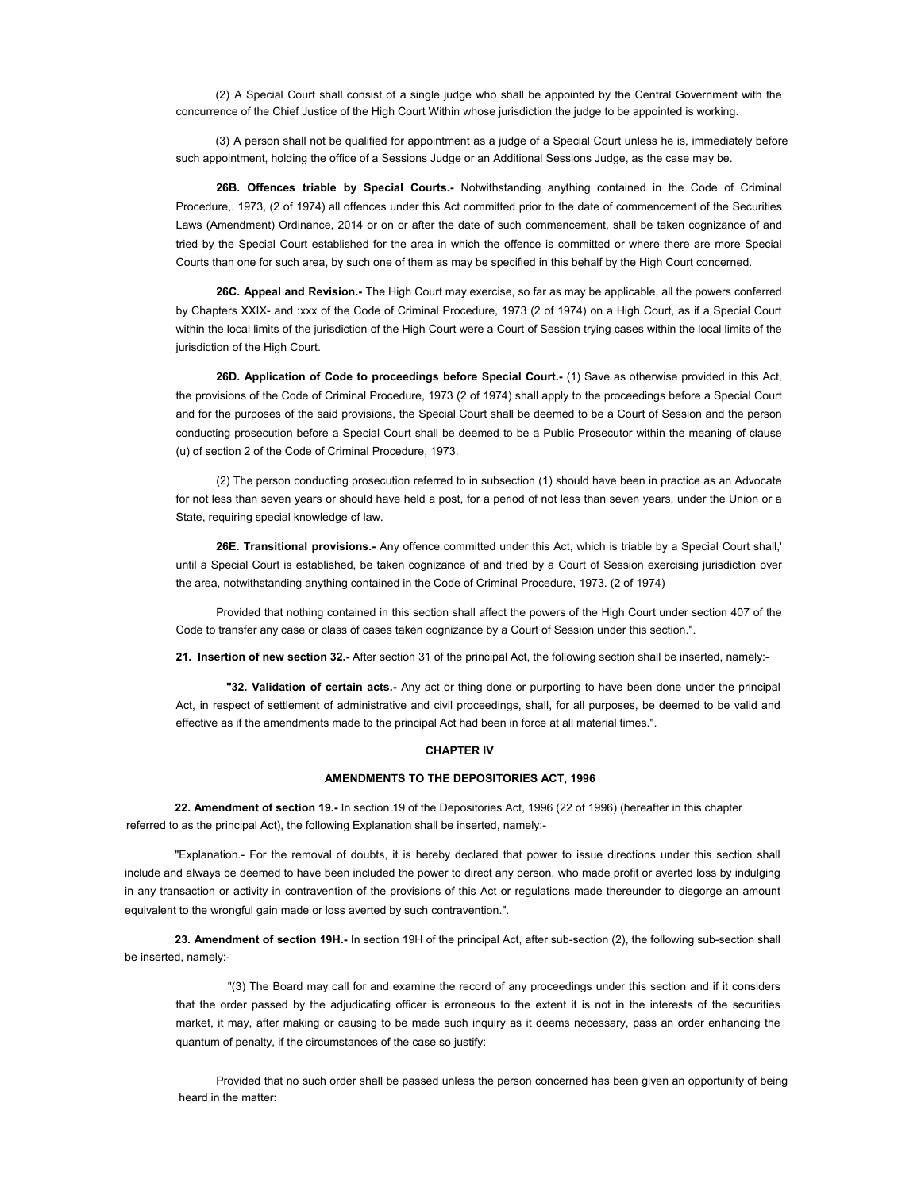(2) A Special Court shall consist of a single judge who shall be appointed by the Central Government with the concurrence of the Chief Justice of the High Court Within whose jurisdiction the judge to be appointed is working.

(3) A person shall not be qualified for appointment as a judge of a Special Court unless he is, immediately before such appointment, holding the office of a Sessions Judge or an Additional Sessions Judge, as the case may be.

**26B. Offences triable by Special Courts.-** Notwithstanding anything contained in the Code of Criminal Procedure,. 1973, (2 of 1974) all offences under this Act committed prior to the date of commencement of the Securities Laws (Amendment) Ordinance, 2014 or on or after the date of such commencement, shall be taken cognizance of and tried by the Special Court established for the area in which the offence is committed or where there are more Special Courts than one for such area, by such one of them as may be specified in this behalf by the High Court concerned.

**26C. Appeal and Revision.-** The High Court may exercise, so far as may be applicable, all the powers conferred by Chapters XXIX- and :xxx of the Code of Criminal Procedure, 1973 (2 of 1974) on a High Court, as if a Special Court within the local limits of the jurisdiction of the High Court were a Court of Session trying cases within the local limits of the jurisdiction of the High Court.

**26D. Application of Code to proceedings before Special Court.-** (1) Save as otherwise provided in this Act, the provisions of the Code of Criminal Procedure, 1973 (2 of 1974) shall apply to the proceedings before a Special Court and for the purposes of the said provisions, the Special Court shall be deemed to be a Court of Session and the person conducting prosecution before a Special Court shall be deemed to be a Public Prosecutor within the meaning of clause (u) of section 2 of the Code of Criminal Procedure, 1973.

(2) The person conducting prosecution referred to in subsection (1) should have been in practice as an Advocate for not less than seven years or should have held a post, for a period of not less than seven years, under the Union or a State, requiring special knowledge of law.

**26E. Transitional provisions.-** Any offence committed under this Act, which is triable by a Special Court shall,' until a Special Court is established, be taken cognizance of and tried by a Court of Session exercising jurisdiction over the area, notwithstanding anything contained in the Code of Criminal Procedure, 1973. (2 of 1974)

Provided that nothing contained in this section shall affect the powers of the High Court under section 407 of the Code to transfer any case or class of cases taken cognizance by a Court of Session under this section.".

**21. Insertion of new section 32.-** After section 31 of the principal Act, the following section shall be inserted, namely:-

**"32. Validation of certain acts.-** Any act or thing done or purporting to have been done under the principal Act, in respect of settlement of administrative and civil proceedings, shall, for all purposes, be deemed to be valid and effective as if the amendments made to the principal Act had been in force at all material times.".

**CHAPTER IV**

**AMENDMENTS TO THE DEPOSITORIES ACT, 1996**

**22. Amendment of section 19.-** In section 19 of the Depositories Act, 1996 (22 of 1996) (hereafter in this chapter referred to as the principal Act), the following Explanation shall be inserted, namely:-

"Explanation.- For the removal of doubts, it is hereby declared that power to issue directions under this section shall include and always be deemed to have been included the power to direct any person, who made profit or averted loss by indulging in any transaction or activity in contravention of the provisions of this Act or regulations made thereunder to disgorge an amount equivalent to the wrongful gain made or loss averted by such contravention.".

**23. Amendment of section 19H.-** In section 19H of the principal Act, after sub-section (2), the following sub-section shall be inserted, namely:-

"(3) The Board may call for and examine the record of any proceedings under this section and if it considers that the order passed by the adjudicating officer is erroneous to the extent it is not in the interests of the securities market, it may, after making or causing to be made such inquiry as it deems necessary, pass an order enhancing the quantum of penalty, if the circumstances of the case so justify:

Provided that no such order shall be passed unless the person concerned has been given an opportunity of being heard in the matter: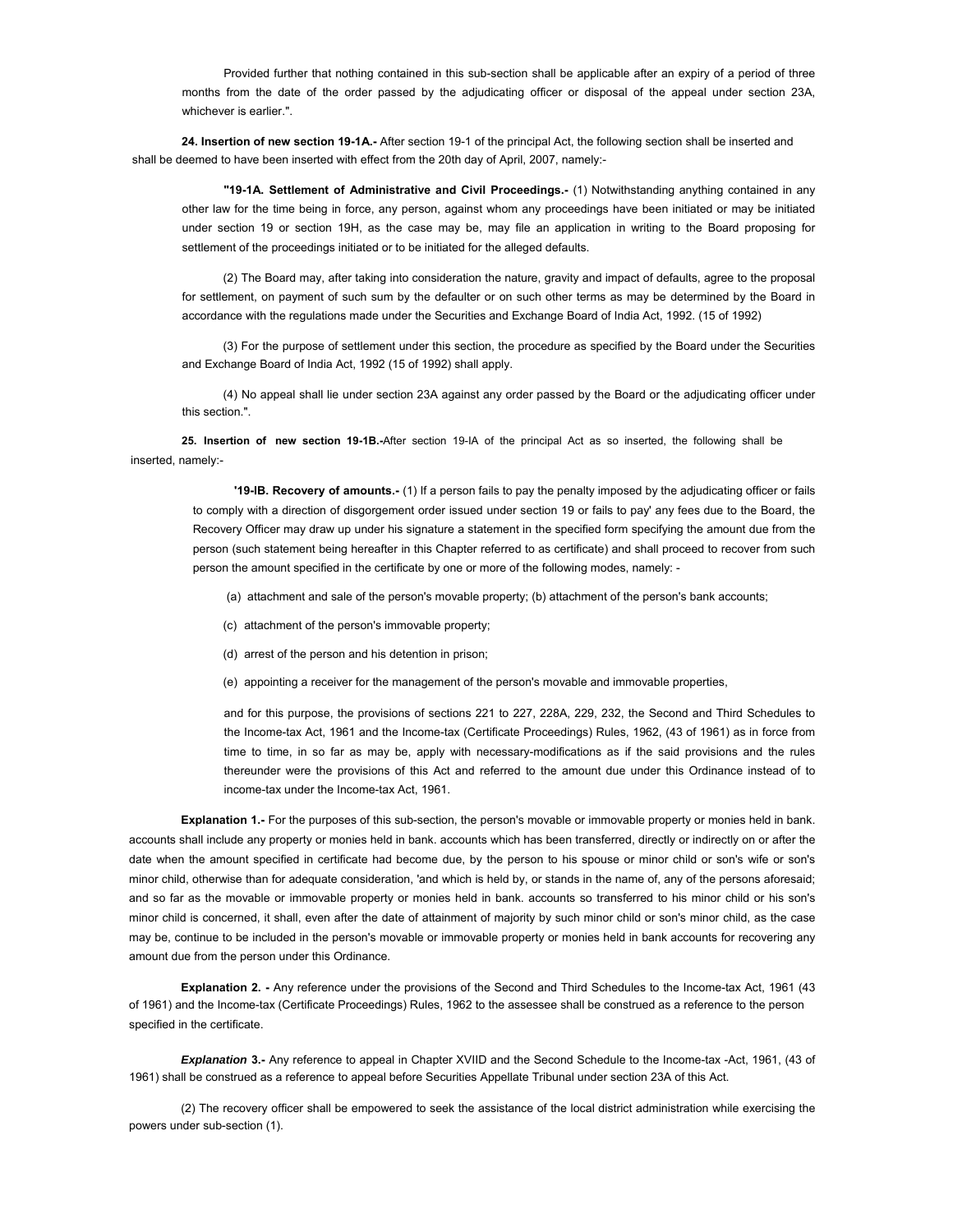Provided further that nothing contained in this sub-section shall be applicable after an expiry of a period of three months from the date of the order passed by the adjudicating officer or disposal of the appeal under section 23A, whichever is earlier.".

**24. Insertion of new section 19-1A.-** After section 19-1 of the principal Act, the following section shall be inserted and shall be deemed to have been inserted with effect from the 20th day of April, 2007, namely:-

**"19-1A. Settlement of Administrative and Civil Proceedings.-** (1) Notwithstanding anything contained in any other law for the time being in force, any person, against whom any proceedings have been initiated or may be initiated under section 19 or section 19H, as the case may be, may file an application in writing to the Board proposing for settlement of the proceedings initiated or to be initiated for the alleged defaults.

(2) The Board may, after taking into consideration the nature, gravity and impact of defaults, agree to the proposal for settlement, on payment of such sum by the defaulter or on such other terms as may be determined by the Board in accordance with the regulations made under the Securities and Exchange Board of India Act, 1992. (15 of 1992)

(3) For the purpose of settlement under this section, the procedure as specified by the Board under the Securities and Exchange Board of India Act, 1992 (15 of 1992) shall apply.

(4) No appeal shall lie under section 23A against any order passed by the Board or the adjudicating officer under this section.".

**25. Insertion of new section 19-1B.-**After section 19-IA of the principal Act as so inserted, the following shall be inserted, namely:-

**'19-IB. Recovery of amounts.-** (1) If a person fails to pay the penalty imposed by the adjudicating officer or fails to comply with a direction of disgorgement order issued under section 19 or fails to pay' any fees due to the Board, the Recovery Officer may draw up under his signature a statement in the specified form specifying the amount due from the person (such statement being hereafter in this Chapter referred to as certificate) and shall proceed to recover from such person the amount specified in the certificate by one or more of the following modes, namely: -

(a) attachment and sale of the person's movable property; (b) attachment of the person's bank accounts;

(c) attachment of the person's immovable property;

(d) arrest of the person and his detention in prison;

(e) appointing a receiver for the management of the person's movable and immovable properties,

and for this purpose, the provisions of sections 221 to 227, 228A, 229, 232, the Second and Third Schedules to the Income-tax Act, 1961 and the Income-tax (Certificate Proceedings) Rules, 1962, (43 of 1961) as in force from time to time, in so far as may be, apply with necessary-modifications as if the said provisions and the rules thereunder were the provisions of this Act and referred to the amount due under this Ordinance instead of to income-tax under the Income-tax Act, 1961.

**Explanation 1.-** For the purposes of this sub-section, the person's movable or immovable property or monies held in bank. accounts shall include any property or monies held in bank. accounts which has been transferred, directly or indirectly on or after the date when the amount specified in certificate had become due, by the person to his spouse or minor child or son's wife or son's minor child, otherwise than for adequate consideration, 'and which is held by, or stands in the name of, any of the persons aforesaid; and so far as the movable or immovable property or monies held in bank. accounts so transferred to his minor child or his son's minor child is concerned, it shall, even after the date of attainment of majority by such minor child or son's minor child, as the case may be, continue to be included in the person's movable or immovable property or monies held in bank accounts for recovering any amount due from the person under this Ordinance.

**Explanation 2. -** Any reference under the provisions of the Second and Third Schedules to the Income-tax Act, 1961 (43 of 1961) and the Income-tax (Certificate Proceedings) Rules, 1962 to the assessee shall be construed as a reference to the person specified in the certificate.

***Explanation*** **3.-** Any reference to appeal in Chapter XVIID and the Second Schedule to the Income-tax -Act, 1961, (43 of 1961) shall be construed as a reference to appeal before Securities Appellate Tribunal under section 23A of this Act.

(2) The recovery officer shall be empowered to seek the assistance of the local district administration while exercising the powers under sub-section (1).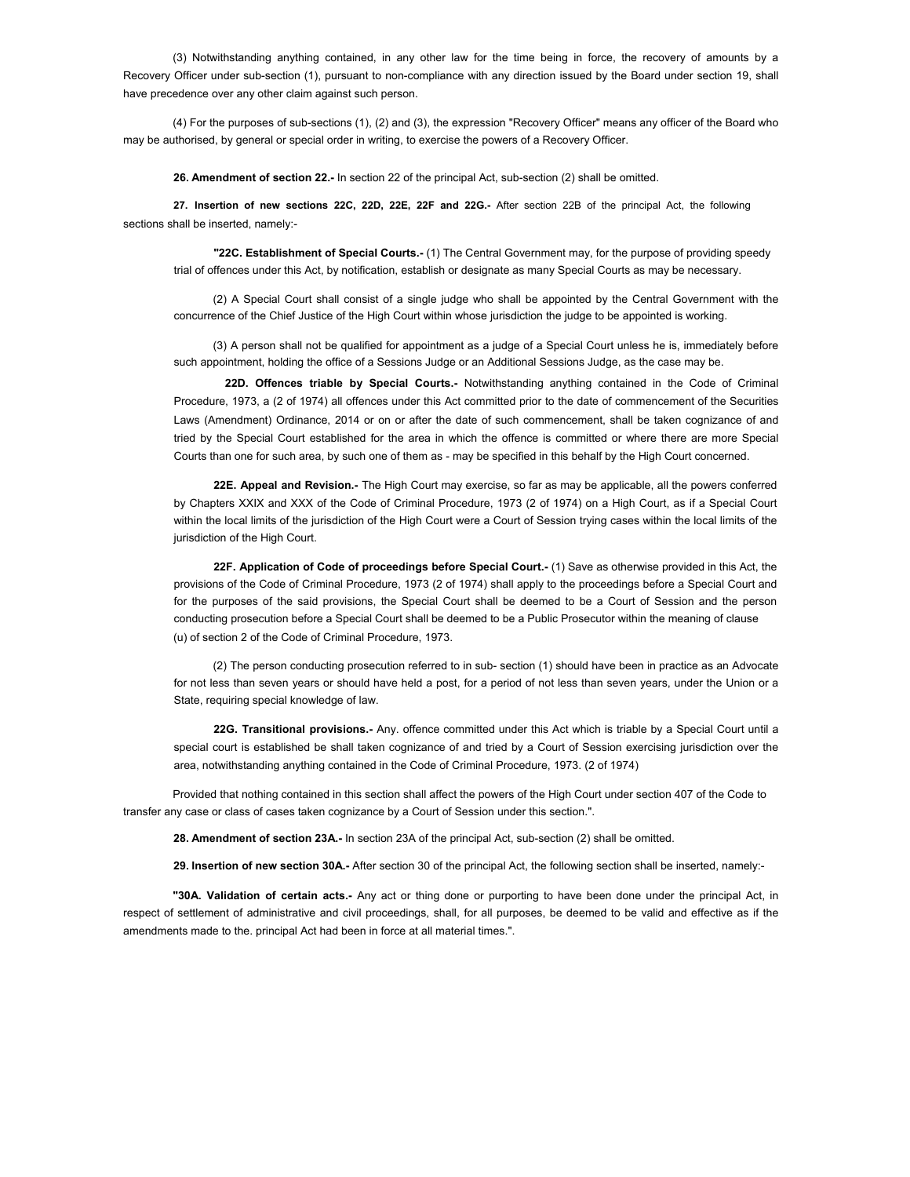(3) Notwithstanding anything contained, in any other law for the time being in force, the recovery of amounts by a Recovery Officer under sub-section (1), pursuant to non-compliance with any direction issued by the Board under section 19, shall have precedence over any other claim against such person.

(4) For the purposes of sub-sections (1), (2) and (3), the expression "Recovery Officer" means any officer of the Board who may be authorised, by general or special order in writing, to exercise the powers of a Recovery Officer.

**26. Amendment of section 22.-** In section 22 of the principal Act, sub-section (2) shall be omitted.

**27. Insertion of new sections 22C, 22D, 22E, 22F and 22G.-** After section 22B of the principal Act, the following sections shall be inserted, namely:-

> **"22C. Establishment of Special Courts.-** (1) The Central Government may, for the purpose of providing speedy trial of offences under this Act, by notification, establish or designate as many Special Courts as may be necessary.
>
> (2) A Special Court shall consist of a single judge who shall be appointed by the Central Government with the concurrence of the Chief Justice of the High Court within whose jurisdiction the judge to be appointed is working.
>
> (3) A person shall not be qualified for appointment as a judge of a Special Court unless he is, immediately before such appointment, holding the office of a Sessions Judge or an Additional Sessions Judge, as the case may be.
>
> **22D. Offences triable by Special Courts.-** Notwithstanding anything contained in the Code of Criminal Procedure, 1973, a (2 of 1974) all offences under this Act committed prior to the date of commencement of the Securities Laws (Amendment) Ordinance, 2014 or on or after the date of such commencement, shall be taken cognizance of and tried by the Special Court established for the area in which the offence is committed or where there are more Special Courts than one for such area, by such one of them as - may be specified in this behalf by the High Court concerned.
>
> **22E. Appeal and Revision.-** The High Court may exercise, so far as may be applicable, all the powers conferred by Chapters XXIX and XXX of the Code of Criminal Procedure, 1973 (2 of 1974) on a High Court, as if a Special Court within the local limits of the jurisdiction of the High Court were a Court of Session trying cases within the local limits of the jurisdiction of the High Court.
>
> **22F. Application of Code of proceedings before Special Court.-** (1) Save as otherwise provided in this Act, the provisions of the Code of Criminal Procedure, 1973 (2 of 1974) shall apply to the proceedings before a Special Court and for the purposes of the said provisions, the Special Court shall be deemed to be a Court of Session and the person conducting prosecution before a Special Court shall be deemed to be a Public Prosecutor within the meaning of clause (u) of section 2 of the Code of Criminal Procedure, 1973.
>
> (2) The person conducting prosecution referred to in sub- section (1) should have been in practice as an Advocate for not less than seven years or should have held a post, for a period of not less than seven years, under the Union or a State, requiring special knowledge of law.
>
> **22G. Transitional provisions.-** Any. offence committed under this Act which is triable by a Special Court until a special court is established be shall taken cognizance of and tried by a Court of Session exercising jurisdiction over the area, notwithstanding anything contained in the Code of Criminal Procedure, 1973. (2 of 1974)

Provided that nothing contained in this section shall affect the powers of the High Court under section 407 of the Code to transfer any case or class of cases taken cognizance by a Court of Session under this section.".

**28. Amendment of section 23A.-** In section 23A of the principal Act, sub-section (2) shall be omitted.

**29. Insertion of new section 30A.-** After section 30 of the principal Act, the following section shall be inserted, namely:-

**"30A. Validation of certain acts.-** Any act or thing done or purporting to have been done under the principal Act, in respect of settlement of administrative and civil proceedings, shall, for all purposes, be deemed to be valid and effective as if the amendments made to the. principal Act had been in force at all material times.".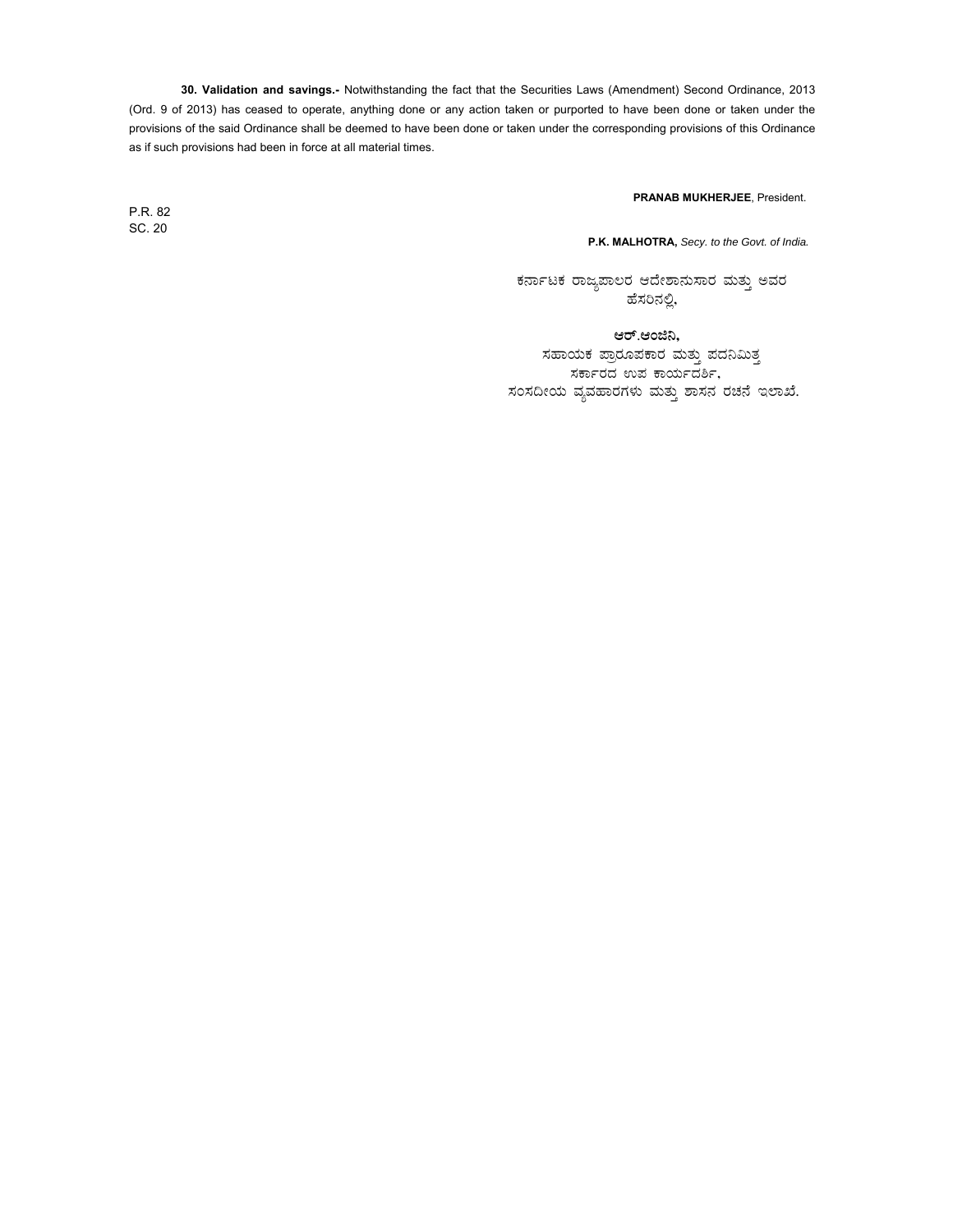**30. Validation and savings.-** Notwithstanding the fact that the Securities Laws (Amendment) Second Ordinance, 2013 (Ord. 9 of 2013) has ceased to operate, anything done or any action taken or purported to have been done or taken under the provisions of the said Ordinance shall be deemed to have been done or taken under the corresponding provisions of this Ordinance as if such provisions had been in force at all material times.

**PRANAB MUKHERJEE**, President.

P.R. 82
SC. 20

**P.K. MALHOTRA,** *Secy. to the Govt. of India.*

ಕರ್ನಾಟಕ ರಾಜ್ಯಪಾಲರ ಆದೇಶಾನುಸಾರ ಮತ್ತು ಅವರ ಹೆಸರಿನಲ್ಲಿ,

**ಆರ್.ಆಂಜನಿ,**
ಸಹಾಯಕ ಪ್ರಾರೂಪಕಾರ ಮತ್ತು ಪದನಿಮಿತ್ತ
ಸರ್ಕಾರದ ಉಪ ಕಾರ್ಯದರ್ಶಿ,
ಸಂಸದೀಯ ವ್ಯವಹಾರಗಳು ಮತ್ತು ಶಾಸನ ರಚನೆ ಇಲಾಖೆ.